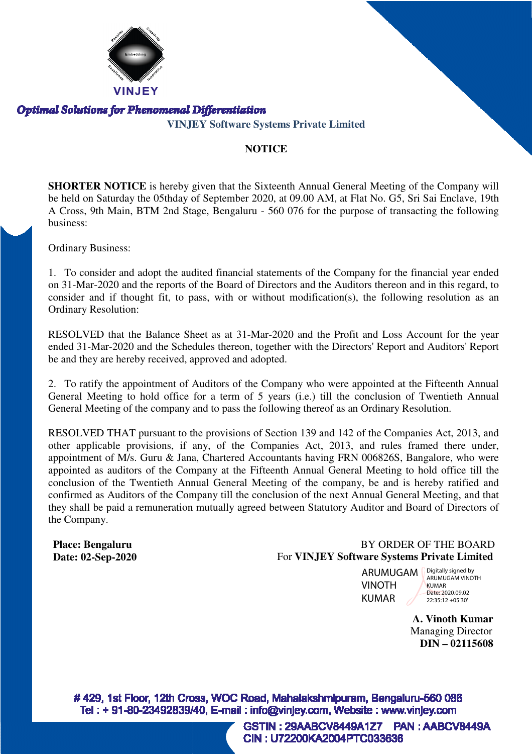VINJEY

*Optimal Solutions for Phenomenal Differentiation*

**VINJEY Software Systems Private Limited**

## NOTICE

**SHORTER NOTICE** is hereby given that the Sixteenth Annual General Meeting of the Company will be held on Saturday the 05thday of September 2020, at 09.00 AM, at Flat No. G5, Sri Sai Enclave, 19th A Cross, 9th Main, BTM 2nd Stage, Bengaluru - 560 076 for the purpose of transacting the following business:

Ordinary Business:

1. To consider and adopt the audited financial statements of the Company for the financial year ended on 31-Mar-2020 and the reports of the Board of Directors and the Auditors thereon and in this regard, to consider and if thought fit, to pass, with or without modification(s), the following resolution as an Ordinary Resolution:

RESOLVED that the Balance Sheet as at 31-Mar-2020 and the Profit and Loss Account for the year ended 31-Mar-2020 and the Schedules thereon, together with the Directors' Report and Auditors' Report be and they are hereby received, approved and adopted.

2. To ratify the appointment of Auditors of the Company who were appointed at the Fifteenth Annual General Meeting to hold office for a term of 5 years (i.e.) till the conclusion of Twentieth Annual General Meeting of the company and to pass the following thereof as an Ordinary Resolution.

RESOLVED THAT pursuant to the provisions of Section 139 and 142 of the Companies Act, 2013, and other applicable provisions, if any, of the Companies Act, 2013, and rules framed there under, appointment of M/s. Guru & Jana, Chartered Accountants having FRN 006826S, Bangalore, who were appointed as auditors of the Company at the Fifteenth Annual General Meeting to hold office till the conclusion of the Twentieth Annual General Meeting of the company, be and is hereby ratified and confirmed as Auditors of the Company till the conclusion of the next Annual General Meeting, and that they shall be paid a remuneration mutually agreed between Statutory Auditor and Board of Directors of the Company.

**Place: Bengaluru**
**Date: 02-Sep-2020**

BY ORDER OF THE BOARD
For **VINJEY Software Systems Private Limited**

ARUMUGAM VINOTH KUMAR
Digitally signed by ARUMUGAM VINOTH KUMAR
Date: 2020.09.02 22:35:12 +05'30'

**A. Vinoth Kumar**
Managing Director
**DIN – 02115608**

# 429, 1st Floor, 12th Cross, WOC Road, Mahalakshmipuram, Bengaluru-560 086
Tel : + 91-80-23492839/40, E-mail : info@vinjey.com, Website : www.vinjey.com

GSTIN : 29AABCV8449A1Z7 PAN : AABCV8449A
CIN : U72200KA2004PTC033636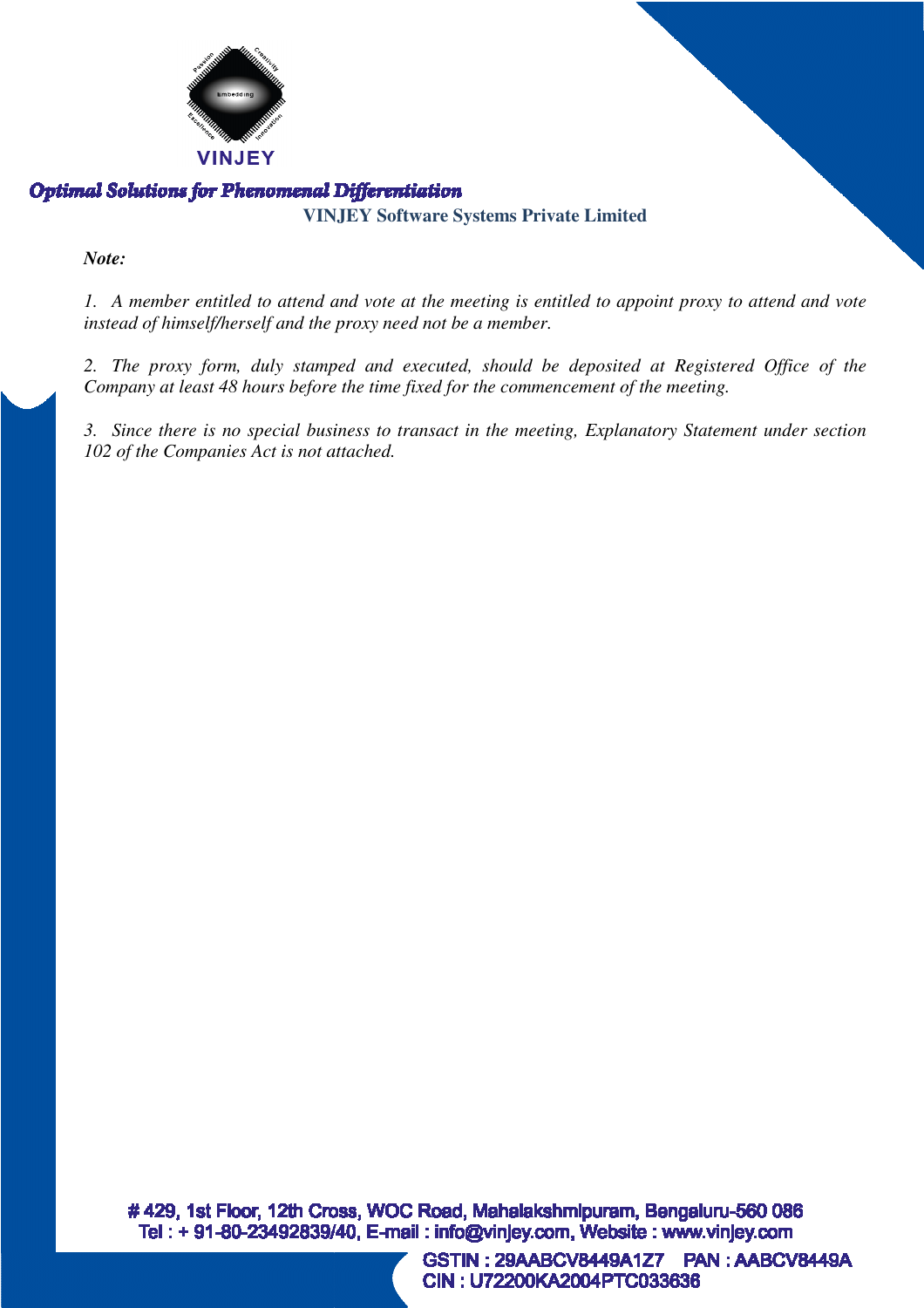*Note:*

*1. A member entitled to attend and vote at the meeting is entitled to appoint proxy to attend and vote instead of himself/herself and the proxy need not be a member.*

*2. The proxy form, duly stamped and executed, should be deposited at Registered Office of the Company at least 48 hours before the time fixed for the commencement of the meeting.*

*3. Since there is no special business to transact in the meeting, Explanatory Statement under section 102 of the Companies Act is not attached.*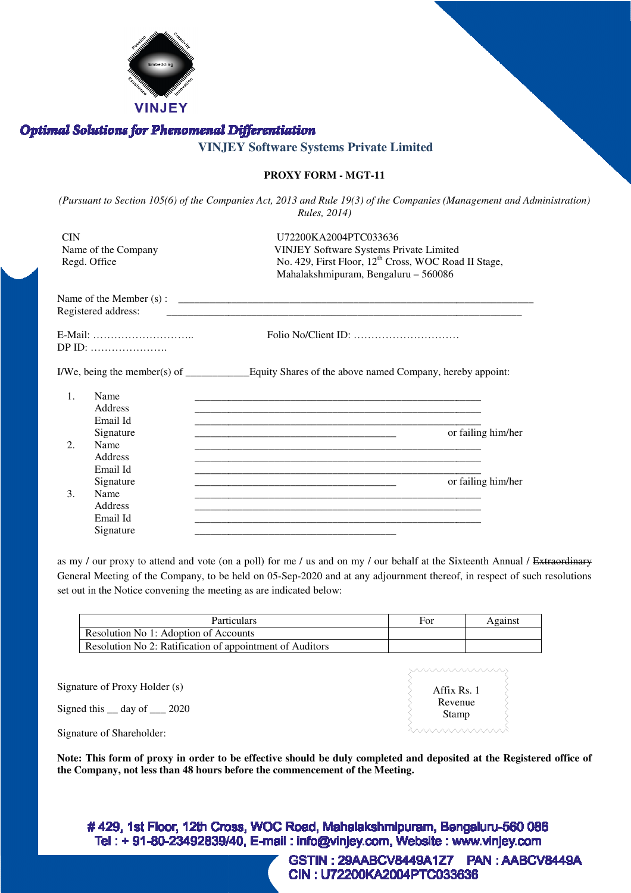VINJEY

*Optimal Solutions for Phenomenal Differentiation*

**VINJEY Software Systems Private Limited**

## PROXY FORM - MGT-11

*(Pursuant to Section 105(6) of the Companies Act, 2013 and Rule 19(3) of the Companies (Management and Administration) Rules, 2014)*

| | |
|---|---|
| CIN | U72200KA2004PTC033636 |
| Name of the Company | VINJEY Software Systems Private Limited |
| Regd. Office | No. 429, First Floor, 12th Cross, WOC Road II Stage, Mahalakshmipuram, Bengaluru – 560086 |

Name of the Member (s) : ________________________________________________

Registered address: ________________________________________________

E-Mail: ……………………….. Folio No/Client ID: …………………………

DP ID: ………………….

I/We, being the member(s) of ____________Equity Shares of the above named Company, hereby appoint:

1. Name ________________________________________
   Address ________________________________________
   Email Id ________________________________________
   Signature ______________________________ or failing him/her
2. Name ________________________________________
   Address ________________________________________
   Email Id ________________________________________
   Signature ______________________________ or failing him/her
3. Name ________________________________________
   Address ________________________________________
   Email Id ________________________________________
   Signature ______________________________

as my / our proxy to attend and vote (on a poll) for me / us and on my / our behalf at the Sixteenth Annual / ~~Extraordinary~~ General Meeting of the Company, to be held on 05-Sep-2020 and at any adjournment thereof, in respect of such resolutions set out in the Notice convening the meeting as are indicated below:

| Particulars | For | Against |
|---|---|---|
| Resolution No 1: Adoption of Accounts | | |
| Resolution No 2: Ratification of appointment of Auditors | | |

Signature of Proxy Holder (s)

Signed this __ day of ___ 2020

Signature of Shareholder:

Affix Rs. 1 Revenue Stamp

**Note: This form of proxy in order to be effective should be duly completed and deposited at the Registered office of the Company, not less than 48 hours before the commencement of the Meeting.**

# 429, 1st Floor, 12th Cross, WOC Road, Mahalakshmipuram, Bengaluru-560 086
Tel : + 91-80-23492839/40, E-mail : info@vinjey.com, Website : www.vinjey.com

GSTIN : 29AABCV8449A1Z7 PAN : AABCV8449A
CIN : U72200KA2004PTC033636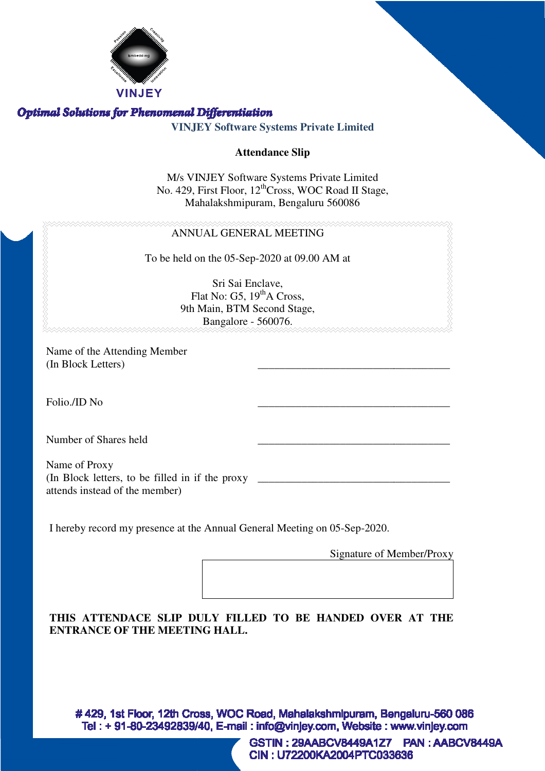VINJEY

*Optimal Solutions for Phenomenal Differentiation*

**VINJEY Software Systems Private Limited**

## Attendance Slip

M/s VINJEY Software Systems Private Limited
No. 429, First Floor, 12th Cross, WOC Road II Stage,
Mahalakshmipuram, Bengaluru 560086

ANNUAL GENERAL MEETING

To be held on the 05-Sep-2020 at 09.00 AM at

Sri Sai Enclave,
Flat No: G5, 19th A Cross,
9th Main, BTM Second Stage,
Bangalore - 560076.

| | |
|---|---|
| Name of the Attending Member (In Block Letters) | ____________________________________ |
| Folio./ID No | ____________________________________ |
| Number of Shares held | ____________________________________ |
| Name of Proxy (In Block letters, to be filled in if the proxy attends instead of the member) | ____________________________________ |

I hereby record my presence at the Annual General Meeting on 05-Sep-2020.

Signature of Member/Proxy

**THIS ATTENDACE SLIP DULY FILLED TO BE HANDED OVER AT THE ENTRANCE OF THE MEETING HALL.**

# 429, 1st Floor, 12th Cross, WOC Road, Mahalakshmipuram, Bengaluru-560 086
Tel : + 91-80-23492839/40, E-mail : info@vinjey.com, Website : www.vinjey.com
GSTIN : 29AABCV8449A1Z7 PAN : AABCV8449A
CIN : U72200KA2004PTC033636